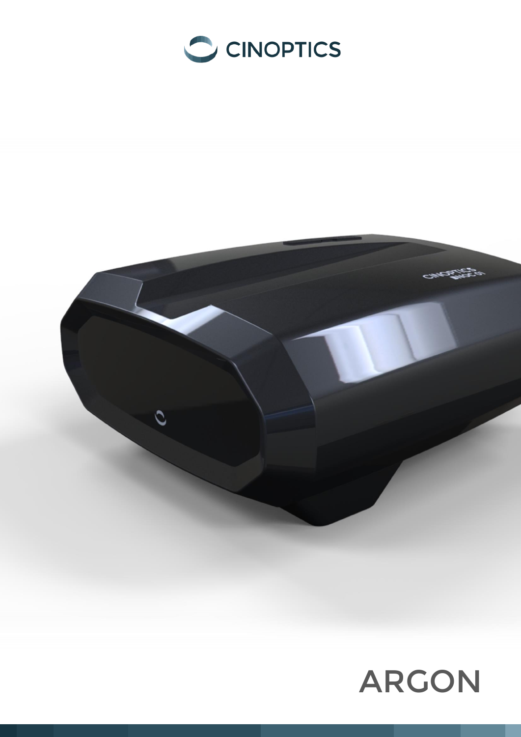CINOPTICS

# ARGON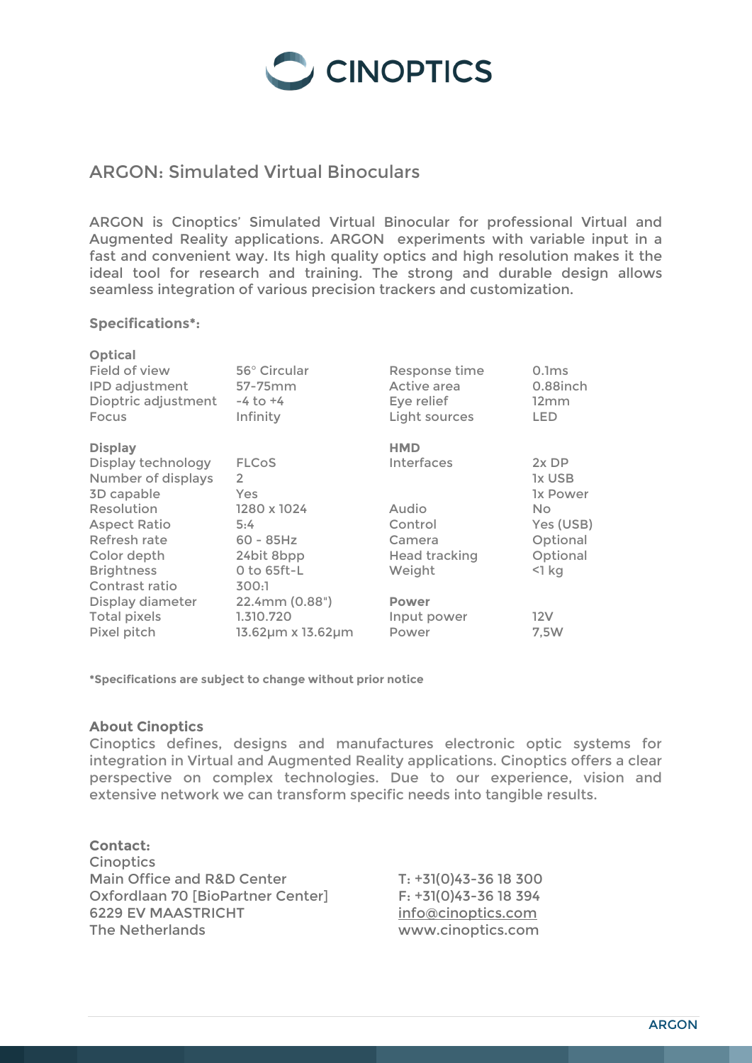CINOPTICS

## ARGON: Simulated Virtual Binoculars

ARGON is Cinoptics' Simulated Virtual Binocular for professional Virtual and Augmented Reality applications. ARGON experiments with variable input in a fast and convenient way. Its high quality optics and high resolution makes it the ideal tool for research and training. The strong and durable design allows seamless integration of various precision trackers and customization.

**Specifications*:**

| | | | |
|---|---|---|---|
| **Optical** | | | |
| Field of view | 56° Circular | Response time | 0.1ms |
| IPD adjustment | 57-75mm | Active area | 0.88inch |
| Dioptric adjustment | -4 to +4 | Eye relief | 12mm |
| Focus | Infinity | Light sources | LED |
| **Display** | | **HMD** | |
| Display technology | FLCoS | Interfaces | 2x DP |
| Number of displays | 2 | | 1x USB |
| 3D capable | Yes | | 1x Power |
| Resolution | 1280 x 1024 | Audio | No |
| Aspect Ratio | 5:4 | Control | Yes (USB) |
| Refresh rate | 60 - 85Hz | Camera | Optional |
| Color depth | 24bit 8bpp | Head tracking | Optional |
| Brightness | 0 to 65ft-L | Weight | <1 kg |
| Contrast ratio | 300:1 | | |
| Display diameter | 22.4mm (0.88") | **Power** | |
| Total pixels | 1.310.720 | Input power | 12V |
| Pixel pitch | 13.62µm x 13.62µm | Power | 7,5W |

***Specifications are subject to change without prior notice**

**About Cinoptics**
Cinoptics defines, designs and manufactures electronic optic systems for integration in Virtual and Augmented Reality applications. Cinoptics offers a clear perspective on complex technologies. Due to our experience, vision and extensive network we can transform specific needs into tangible results.

**Contact:**
Cinoptics
Main Office and R&D Center
Oxfordlaan 70 [BioPartner Center]
6229 EV MAASTRICHT
The Netherlands

T: +31(0)43-36 18 300
F: +31(0)43-36 18 394
info@cinoptics.com
www.cinoptics.com